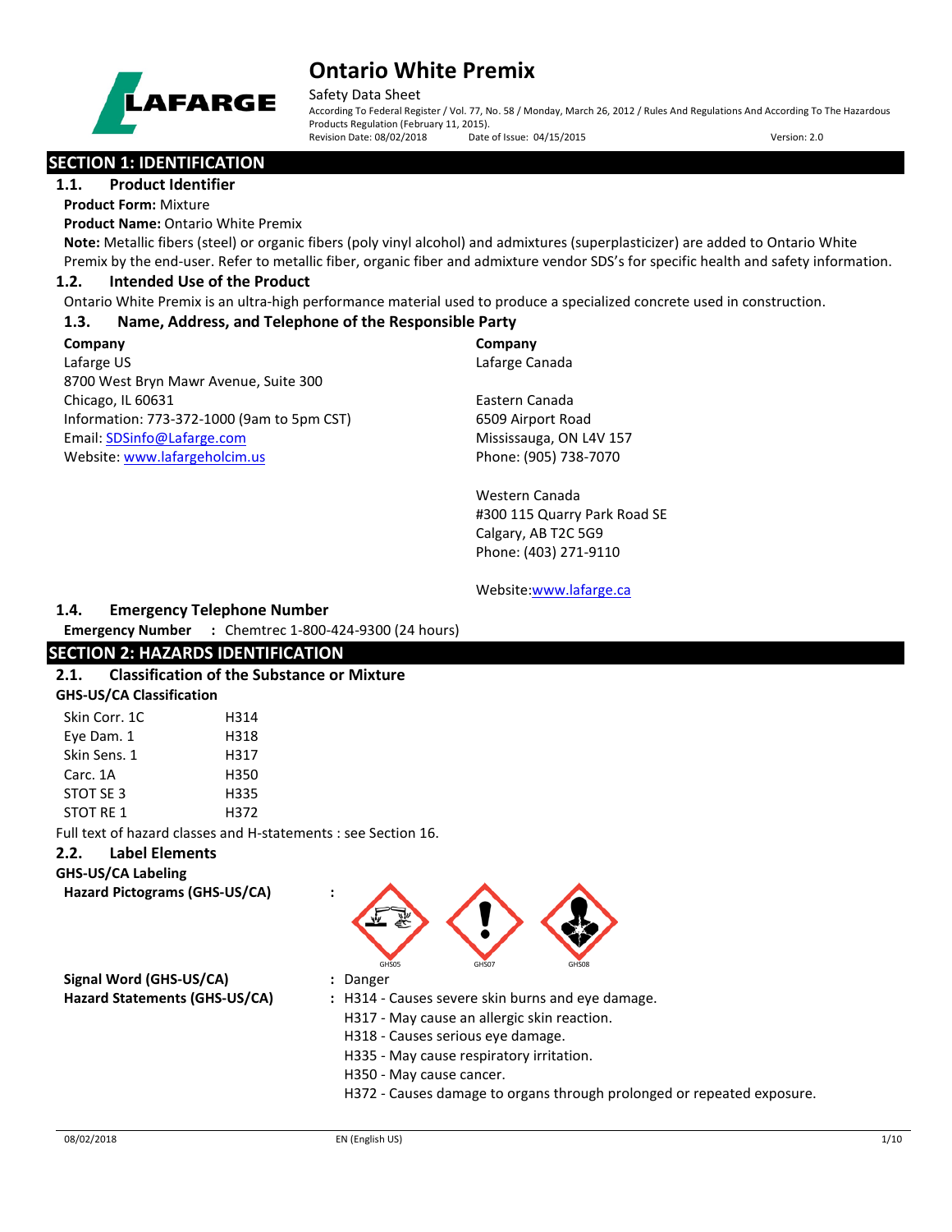# Ontario White Premix

Safety Data Sheet

According To Federal Register / Vol. 77, No. 58 / Monday, March 26, 2012 / Rules And Regulations And According To The Hazardous Products Regulation (February 11, 2015).

Revision Date: 08/02/2018 Date of Issue: 04/15/2015 Version: 2.0

## SECTION 1: IDENTIFICATION

### 1.1. Product Identifier

**Product Form:** Mixture

**Product Name:** Ontario White Premix

**Note:** Metallic fibers (steel) or organic fibers (poly vinyl alcohol) and admixtures (superplasticizer) are added to Ontario White Premix by the end-user. Refer to metallic fiber, organic fiber and admixture vendor SDS's for specific health and safety information.

### 1.2. Intended Use of the Product

Ontario White Premix is an ultra-high performance material used to produce a specialized concrete used in construction.

### 1.3. Name, Address, and Telephone of the Responsible Party

**Company**
Lafarge US
8700 West Bryn Mawr Avenue, Suite 300
Chicago, IL 60631
Information: 773-372-1000 (9am to 5pm CST)
Email: SDSinfo@Lafarge.com
Website: www.lafargeholcim.us

**Company**
Lafarge Canada

Eastern Canada
6509 Airport Road
Missisauga, ON L4V 157
Phone: (905) 738-7070

Western Canada
#300 115 Quarry Park Road SE
Calgary, AB T2C 5G9
Phone: (403) 271-9110

Website: www.lafarge.ca

### 1.4. Emergency Telephone Number

**Emergency Number** : Chemtrec 1-800-424-9300 (24 hours)

## SECTION 2: HAZARDS IDENTIFICATION

### 2.1. Classification of the Substance or Mixture

**GHS-US/CA Classification**

| | |
|---|---|
| Skin Corr. 1C | H314 |
| Eye Dam. 1 | H318 |
| Skin Sens. 1 | H317 |
| Carc. 1A | H350 |
| STOT SE 3 | H335 |
| STOT RE 1 | H372 |

Full text of hazard classes and H-statements : see Section 16.

### 2.2. Label Elements

**GHS-US/CA Labeling**

**Hazard Pictograms (GHS-US/CA)** : GHS05 GHS07 GHS08

**Signal Word (GHS-US/CA)** : Danger

**Hazard Statements (GHS-US/CA)** : H314 - Causes severe skin burns and eye damage.
H317 - May cause an allergic skin reaction.
H318 - Causes serious eye damage.
H335 - May cause respiratory irritation.
H350 - May cause cancer.
H372 - Causes damage to organs through prolonged or repeated exposure.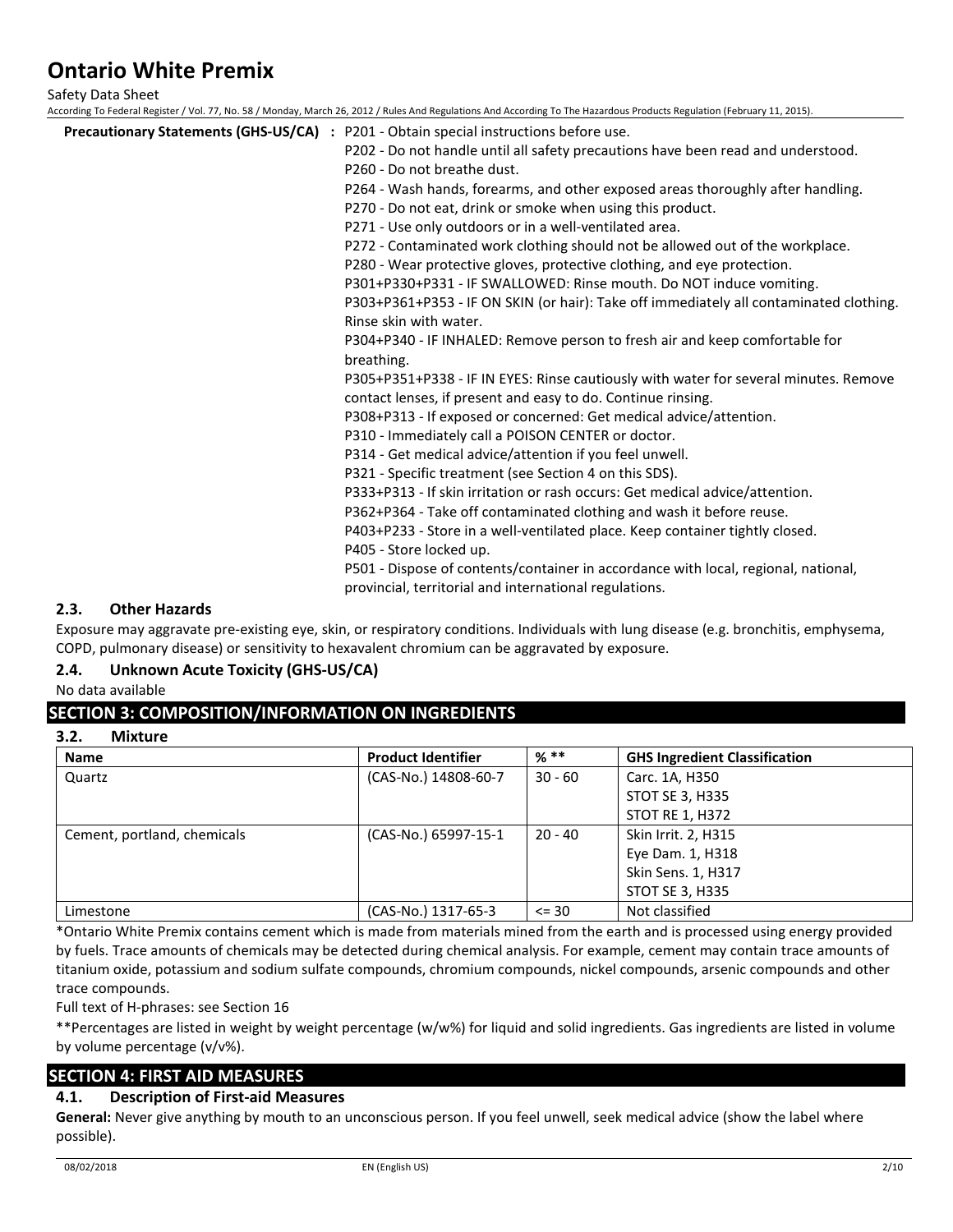**Precautionary Statements (GHS-US/CA)** : P201 - Obtain special instructions before use.
P202 - Do not handle until all safety precautions have been read and understood.
P260 - Do not breathe dust.
P264 - Wash hands, forearms, and other exposed areas thoroughly after handling.
P270 - Do not eat, drink or smoke when using this product.
P271 - Use only outdoors or in a well-ventilated area.
P272 - Contaminated work clothing should not be allowed out of the workplace.
P280 - Wear protective gloves, protective clothing, and eye protection.
P301+P330+P331 - IF SWALLOWED: Rinse mouth. Do NOT induce vomiting.
P303+P361+P353 - IF ON SKIN (or hair): Take off immediately all contaminated clothing. Rinse skin with water.
P304+P340 - IF INHALED: Remove person to fresh air and keep comfortable for breathing.
P305+P351+P338 - IF IN EYES: Rinse cautiously with water for several minutes. Remove contact lenses, if present and easy to do. Continue rinsing.
P308+P313 - If exposed or concerned: Get medical advice/attention.
P310 - Immediately call a POISON CENTER or doctor.
P314 - Get medical advice/attention if you feel unwell.
P321 - Specific treatment (see Section 4 on this SDS).
P333+P313 - If skin irritation or rash occurs: Get medical advice/attention.
P362+P364 - Take off contaminated clothing and wash it before reuse.
P403+P233 - Store in a well-ventilated place. Keep container tightly closed.
P405 - Store locked up.
P501 - Dispose of contents/container in accordance with local, regional, national, provincial, territorial and international regulations.

### 2.3. Other Hazards

Exposure may aggravate pre-existing eye, skin, or respiratory conditions. Individuals with lung disease (e.g. bronchitis, emphysema, COPD, pulmonary disease) or sensitivity to hexavalent chromium can be aggravated by exposure.

### 2.4. Unknown Acute Toxicity (GHS-US/CA)

No data available

## SECTION 3: COMPOSITION/INFORMATION ON INGREDIENTS

### 3.2. Mixture

| Name | Product Identifier | % ** | GHS Ingredient Classification |
|---|---|---|---|
| Quartz | (CAS-No.) 14808-60-7 | 30 - 60 | Carc. 1A, H350<br>STOT SE 3, H335<br>STOT RE 1, H372 |
| Cement, portland, chemicals | (CAS-No.) 65997-15-1 | 20 - 40 | Skin Irrit. 2, H315<br>Eye Dam. 1, H318<br>Skin Sens. 1, H317<br>STOT SE 3, H335 |
| Limestone | (CAS-No.) 1317-65-3 | <= 30 | Not classified |

*Ontario White Premix contains cement which is made from materials mined from the earth and is processed using energy provided by fuels. Trace amounts of chemicals may be detected during chemical analysis. For example, cement may contain trace amounts of titanium oxide, potassium and sodium sulfate compounds, chromium compounds, nickel compounds, arsenic compounds and other trace compounds.

Full text of H-phrases: see Section 16

**Percentages are listed in weight by weight percentage (w/w%) for liquid and solid ingredients. Gas ingredients are listed in volume by volume percentage (v/v%).

## SECTION 4: FIRST AID MEASURES

### 4.1. Description of First-aid Measures

**General:** Never give anything by mouth to an unconscious person. If you feel unwell, seek medical advice (show the label where possible).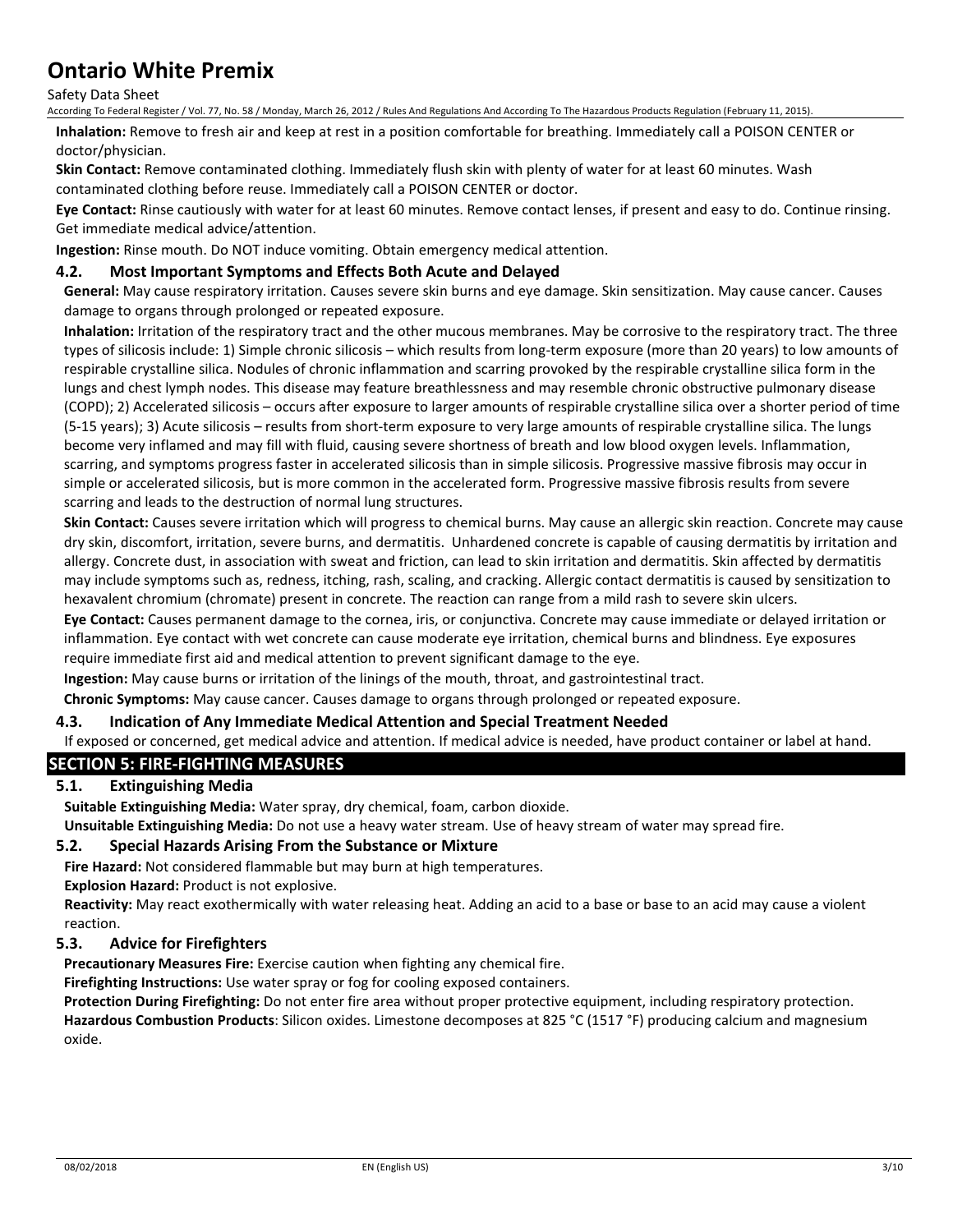**Inhalation:** Remove to fresh air and keep at rest in a position comfortable for breathing. Immediately call a POISON CENTER or doctor/physician.

**Skin Contact:** Remove contaminated clothing. Immediately flush skin with plenty of water for at least 60 minutes. Wash contaminated clothing before reuse. Immediately call a POISON CENTER or doctor.

**Eye Contact:** Rinse cautiously with water for at least 60 minutes. Remove contact lenses, if present and easy to do. Continue rinsing. Get immediate medical advice/attention.

**Ingestion:** Rinse mouth. Do NOT induce vomiting. Obtain emergency medical attention.

### 4.2. Most Important Symptoms and Effects Both Acute and Delayed

**General:** May cause respiratory irritation. Causes severe skin burns and eye damage. Skin sensitization. May cause cancer. Causes damage to organs through prolonged or repeated exposure.

**Inhalation:** Irritation of the respiratory tract and the other mucous membranes. May be corrosive to the respiratory tract. The three types of silicosis include: 1) Simple chronic silicosis – which results from long-term exposure (more than 20 years) to low amounts of respirable crystalline silica. Nodules of chronic inflammation and scarring provoked by the respirable crystalline silica form in the lungs and chest lymph nodes. This disease may feature breathlessness and may resemble chronic obstructive pulmonary disease (COPD); 2) Accelerated silicosis – occurs after exposure to larger amounts of respirable crystalline silica over a shorter period of time (5-15 years); 3) Acute silicosis – results from short-term exposure to very large amounts of respirable crystalline silica. The lungs become very inflamed and may fill with fluid, causing severe shortness of breath and low blood oxygen levels. Inflammation, scarring, and symptoms progress faster in accelerated silicosis than in simple silicosis. Progressive massive fibrosis may occur in simple or accelerated silicosis, but is more common in the accelerated form. Progressive massive fibrosis results from severe scarring and leads to the destruction of normal lung structures.

**Skin Contact:** Causes severe irritation which will progress to chemical burns. May cause an allergic skin reaction. Concrete may cause dry skin, discomfort, irritation, severe burns, and dermatitis. Unhardened concrete is capable of causing dermatitis by irritation and allergy. Concrete dust, in association with sweat and friction, can lead to skin irritation and dermatitis. Skin affected by dermatitis may include symptoms such as, redness, itching, rash, scaling, and cracking. Allergic contact dermatitis is caused by sensitization to hexavalent chromium (chromate) present in concrete. The reaction can range from a mild rash to severe skin ulcers.

**Eye Contact:** Causes permanent damage to the cornea, iris, or conjunctiva. Concrete may cause immediate or delayed irritation or inflammation. Eye contact with wet concrete can cause moderate eye irritation, chemical burns and blindness. Eye exposures require immediate first aid and medical attention to prevent significant damage to the eye.

**Ingestion:** May cause burns or irritation of the linings of the mouth, throat, and gastrointestinal tract.

**Chronic Symptoms:** May cause cancer. Causes damage to organs through prolonged or repeated exposure.

### 4.3. Indication of Any Immediate Medical Attention and Special Treatment Needed

If exposed or concerned, get medical advice and attention. If medical advice is needed, have product container or label at hand.

## SECTION 5: FIRE-FIGHTING MEASURES

### 5.1. Extinguishing Media

**Suitable Extinguishing Media:** Water spray, dry chemical, foam, carbon dioxide.

**Unsuitable Extinguishing Media:** Do not use a heavy water stream. Use of heavy stream of water may spread fire.

### 5.2. Special Hazards Arising From the Substance or Mixture

**Fire Hazard:** Not considered flammable but may burn at high temperatures.

**Explosion Hazard:** Product is not explosive.

**Reactivity:** May react exothermically with water releasing heat. Adding an acid to a base or base to an acid may cause a violent reaction.

### 5.3. Advice for Firefighters

**Precautionary Measures Fire:** Exercise caution when fighting any chemical fire.

**Firefighting Instructions:** Use water spray or fog for cooling exposed containers.

**Protection During Firefighting:** Do not enter fire area without proper protective equipment, including respiratory protection.

**Hazardous Combustion Products**: Silicon oxides. Limestone decomposes at 825 °C (1517 °F) producing calcium and magnesium oxide.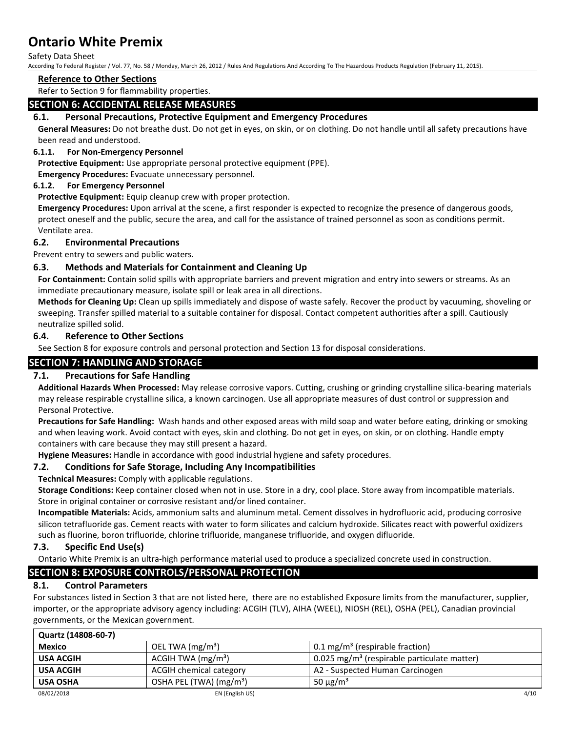### Reference to Other Sections

Refer to Section 9 for flammability properties.

## SECTION 6: ACCIDENTAL RELEASE MEASURES

### 6.1. Personal Precautions, Protective Equipment and Emergency Procedures

**General Measures:** Do not breathe dust. Do not get in eyes, on skin, or on clothing. Do not handle until all safety precautions have been read and understood.

#### 6.1.1. For Non-Emergency Personnel

**Protective Equipment:** Use appropriate personal protective equipment (PPE).

**Emergency Procedures:** Evacuate unnecessary personnel.

#### 6.1.2. For Emergency Personnel

**Protective Equipment:** Equip cleanup crew with proper protection.

**Emergency Procedures:** Upon arrival at the scene, a first responder is expected to recognize the presence of dangerous goods, protect oneself and the public, secure the area, and call for the assistance of trained personnel as soon as conditions permit. Ventilate area.

### 6.2. Environmental Precautions

Prevent entry to sewers and public waters.

### 6.3. Methods and Materials for Containment and Cleaning Up

**For Containment:** Contain solid spills with appropriate barriers and prevent migration and entry into sewers or streams. As an immediate precautionary measure, isolate spill or leak area in all directions.

**Methods for Cleaning Up:** Clean up spills immediately and dispose of waste safely. Recover the product by vacuuming, shoveling or sweeping. Transfer spilled material to a suitable container for disposal. Contact competent authorities after a spill. Cautiously neutralize spilled solid.

### 6.4. Reference to Other Sections

See Section 8 for exposure controls and personal protection and Section 13 for disposal considerations.

## SECTION 7: HANDLING AND STORAGE

### 7.1. Precautions for Safe Handling

**Additional Hazards When Processed:** May release corrosive vapors. Cutting, crushing or grinding crystalline silica-bearing materials may release respirable crystalline silica, a known carcinogen. Use all appropriate measures of dust control or suppression and Personal Protective.

**Precautions for Safe Handling:** Wash hands and other exposed areas with mild soap and water before eating, drinking or smoking and when leaving work. Avoid contact with eyes, skin and clothing. Do not get in eyes, on skin, or on clothing. Handle empty containers with care because they may still present a hazard.

**Hygiene Measures:** Handle in accordance with good industrial hygiene and safety procedures.

### 7.2. Conditions for Safe Storage, Including Any Incompatibilities

**Technical Measures:** Comply with applicable regulations.

**Storage Conditions:** Keep container closed when not in use. Store in a dry, cool place. Store away from incompatible materials. Store in original container or corrosive resistant and/or lined container.

**Incompatible Materials:** Acids, ammonium salts and aluminum metal. Cement dissolves in hydrofluoric acid, producing corrosive silicon tetrafluoride gas. Cement reacts with water to form silicates and calcium hydroxide. Silicates react with powerful oxidizers such as fluorine, boron trifluoride, chlorine trifluoride, manganese trifluoride, and oxygen difluoride.

### 7.3. Specific End Use(s)

Ontario White Premix is an ultra-high performance material used to produce a specialized concrete used in construction.

## SECTION 8: EXPOSURE CONTROLS/PERSONAL PROTECTION

### 8.1. Control Parameters

For substances listed in Section 3 that are not listed here, there are no established Exposure limits from the manufacturer, supplier, importer, or the appropriate advisory agency including: ACGIH (TLV), AIHA (WEEL), NIOSH (REL), OSHA (PEL), Canadian provincial governments, or the Mexican government.

| **Quartz (14808-60-7)** | | |
|---|---|---|
| **Mexico** | OEL TWA (mg/m³) | 0.1 mg/m³ (respirable fraction) |
| **USA ACGIH** | ACGIH TWA (mg/m³) | 0.025 mg/m³ (respirable particulate matter) |
| **USA ACGIH** | ACGIH chemical category | A2 - Suspected Human Carcinogen |
| **USA OSHA** | OSHA PEL (TWA) (mg/m³) | 50 µg/m³ |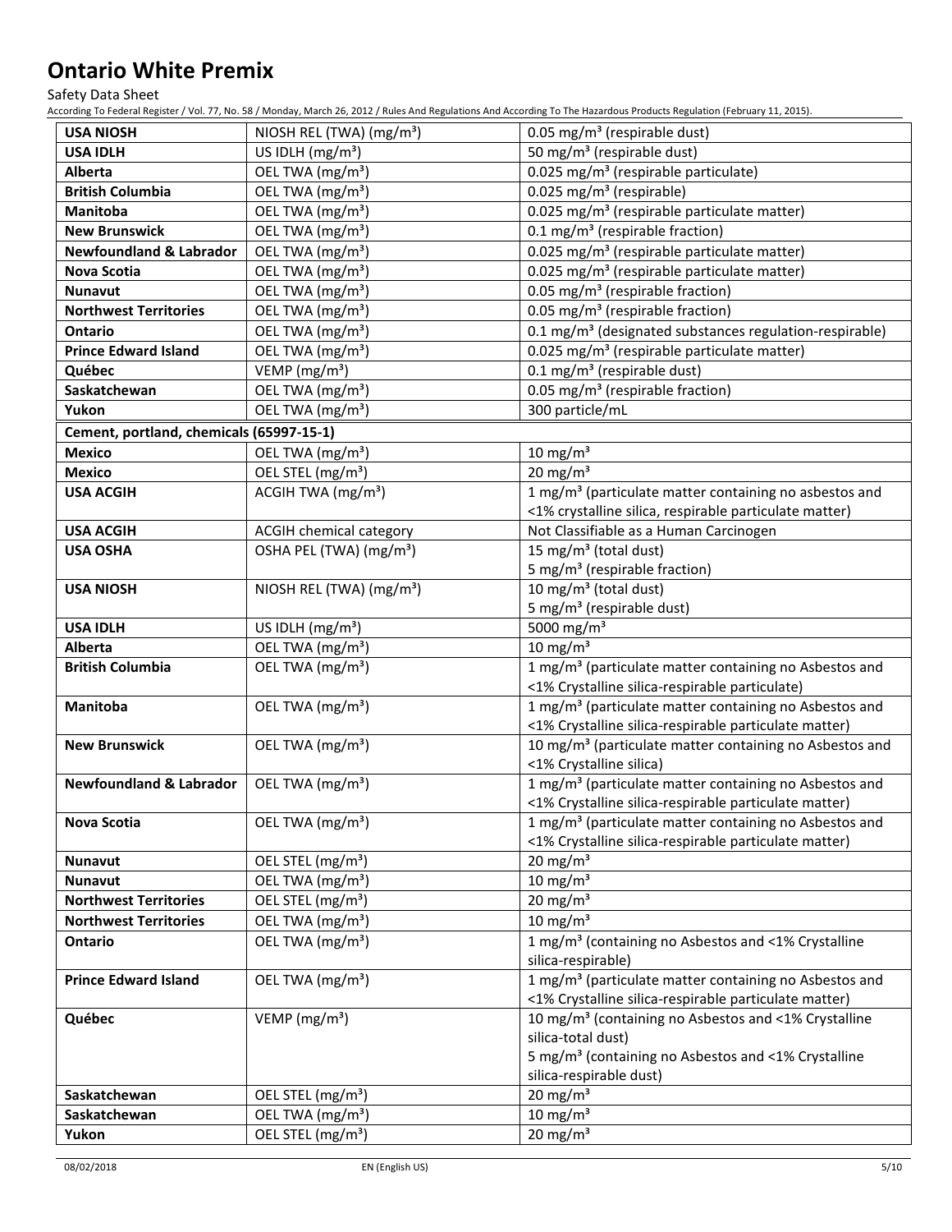| | | |
|---|---|---|
| **USA NIOSH** | NIOSH REL (TWA) (mg/m³) | 0.05 mg/m³ (respirable dust) |
| **USA IDLH** | US IDLH (mg/m³) | 50 mg/m³ (respirable dust) |
| **Alberta** | OEL TWA (mg/m³) | 0.025 mg/m³ (respirable particulate) |
| **British Columbia** | OEL TWA (mg/m³) | 0.025 mg/m³ (respirable) |
| **Manitoba** | OEL TWA (mg/m³) | 0.025 mg/m³ (respirable particulate matter) |
| **New Brunswick** | OEL TWA (mg/m³) | 0.1 mg/m³ (respirable fraction) |
| **Newfoundland & Labrador** | OEL TWA (mg/m³) | 0.025 mg/m³ (respirable particulate matter) |
| **Nova Scotia** | OEL TWA (mg/m³) | 0.025 mg/m³ (respirable particulate matter) |
| **Nunavut** | OEL TWA (mg/m³) | 0.05 mg/m³ (respirable fraction) |
| **Northwest Territories** | OEL TWA (mg/m³) | 0.05 mg/m³ (respirable fraction) |
| **Ontario** | OEL TWA (mg/m³) | 0.1 mg/m³ (designated substances regulation-respirable) |
| **Prince Edward Island** | OEL TWA (mg/m³) | 0.025 mg/m³ (respirable particulate matter) |
| **Québec** | VEMP (mg/m³) | 0.1 mg/m³ (respirable dust) |
| **Saskatchewan** | OEL TWA (mg/m³) | 0.05 mg/m³ (respirable fraction) |
| **Yukon** | OEL TWA (mg/m³) | 300 particle/mL |
| **Cement, portland, chemicals (65997-15-1)** | | |
| **Mexico** | OEL TWA (mg/m³) | 10 mg/m³ |
| **Mexico** | OEL STEL (mg/m³) | 20 mg/m³ |
| **USA ACGIH** | ACGIH TWA (mg/m³) | 1 mg/m³ (particulate matter containing no asbestos and <1% crystalline silica, respirable particulate matter) |
| **USA ACGIH** | ACGIH chemical category | Not Classifiable as a Human Carcinogen |
| **USA OSHA** | OSHA PEL (TWA) (mg/m³) | 15 mg/m³ (total dust)<br>5 mg/m³ (respirable fraction) |
| **USA NIOSH** | NIOSH REL (TWA) (mg/m³) | 10 mg/m³ (total dust)<br>5 mg/m³ (respirable dust) |
| **USA IDLH** | US IDLH (mg/m³) | 5000 mg/m³ |
| **Alberta** | OEL TWA (mg/m³) | 10 mg/m³ |
| **British Columbia** | OEL TWA (mg/m³) | 1 mg/m³ (particulate matter containing no Asbestos and <1% Crystalline silica-respirable particulate) |
| **Manitoba** | OEL TWA (mg/m³) | 1 mg/m³ (particulate matter containing no Asbestos and <1% Crystalline silica-respirable particulate matter) |
| **New Brunswick** | OEL TWA (mg/m³) | 10 mg/m³ (particulate matter containing no Asbestos and <1% Crystalline silica) |
| **Newfoundland & Labrador** | OEL TWA (mg/m³) | 1 mg/m³ (particulate matter containing no Asbestos and <1% Crystalline silica-respirable particulate matter) |
| **Nova Scotia** | OEL TWA (mg/m³) | 1 mg/m³ (particulate matter containing no Asbestos and <1% Crystalline silica-respirable particulate matter) |
| **Nunavut** | OEL STEL (mg/m³) | 20 mg/m³ |
| **Nunavut** | OEL TWA (mg/m³) | 10 mg/m³ |
| **Northwest Territories** | OEL STEL (mg/m³) | 20 mg/m³ |
| **Northwest Territories** | OEL TWA (mg/m³) | 10 mg/m³ |
| **Ontario** | OEL TWA (mg/m³) | 1 mg/m³ (containing no Asbestos and <1% Crystalline silica-respirable) |
| **Prince Edward Island** | OEL TWA (mg/m³) | 1 mg/m³ (particulate matter containing no Asbestos and <1% Crystalline silica-respirable particulate matter) |
| **Québec** | VEMP (mg/m³) | 10 mg/m³ (containing no Asbestos and <1% Crystalline silica-total dust)<br>5 mg/m³ (containing no Asbestos and <1% Crystalline silica-respirable dust) |
| **Saskatchewan** | OEL STEL (mg/m³) | 20 mg/m³ |
| **Saskatchewan** | OEL TWA (mg/m³) | 10 mg/m³ |
| **Yukon** | OEL STEL (mg/m³) | 20 mg/m³ |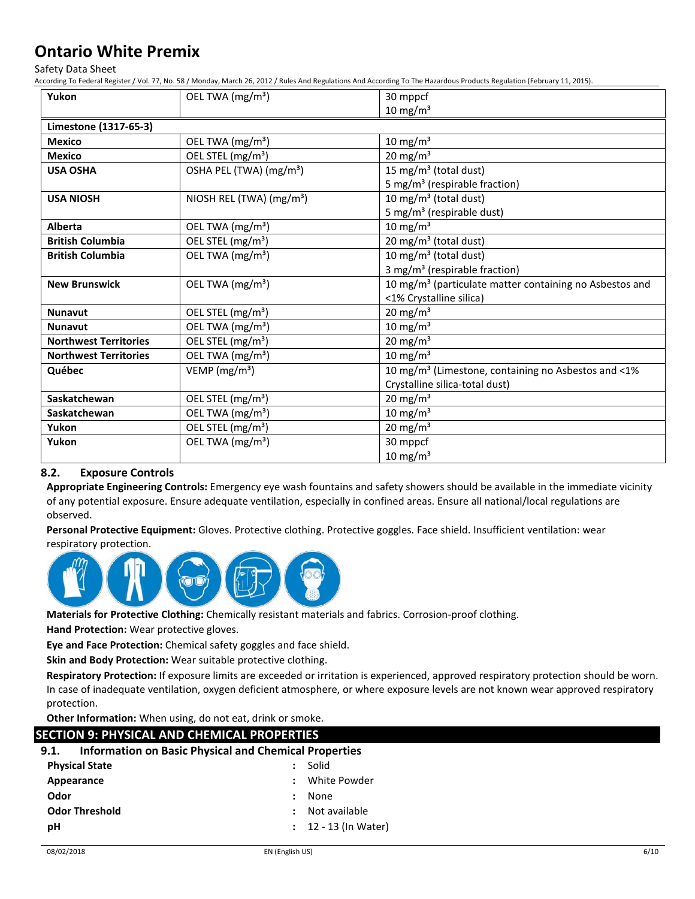| Yukon | OEL TWA (mg/m³) | 30 mppcf<br>10 mg/m³ |
|---|---|---|
| **Limestone (1317-65-3)** | | |
| **Mexico** | OEL TWA (mg/m³) | 10 mg/m³ |
| **Mexico** | OEL STEL (mg/m³) | 20 mg/m³ |
| **USA OSHA** | OSHA PEL (TWA) (mg/m³) | 15 mg/m³ (total dust)<br>5 mg/m³ (respirable fraction) |
| **USA NIOSH** | NIOSH REL (TWA) (mg/m³) | 10 mg/m³ (total dust)<br>5 mg/m³ (respirable dust) |
| **Alberta** | OEL TWA (mg/m³) | 10 mg/m³ |
| **British Columbia** | OEL STEL (mg/m³) | 20 mg/m³ (total dust) |
| **British Columbia** | OEL TWA (mg/m³) | 10 mg/m³ (total dust)<br>3 mg/m³ (respirable fraction) |
| **New Brunswick** | OEL TWA (mg/m³) | 10 mg/m³ (particulate matter containing no Asbestos and <1% Crystalline silica) |
| **Nunavut** | OEL STEL (mg/m³) | 20 mg/m³ |
| **Nunavut** | OEL TWA (mg/m³) | 10 mg/m³ |
| **Northwest Territories** | OEL STEL (mg/m³) | 20 mg/m³ |
| **Northwest Territories** | OEL TWA (mg/m³) | 10 mg/m³ |
| **Québec** | VEMP (mg/m³) | 10 mg/m³ (Limestone, containing no Asbestos and <1% Crystalline silica-total dust) |
| **Saskatchewan** | OEL STEL (mg/m³) | 20 mg/m³ |
| **Saskatchewan** | OEL TWA (mg/m³) | 10 mg/m³ |
| **Yukon** | OEL STEL (mg/m³) | 20 mg/m³ |
| **Yukon** | OEL TWA (mg/m³) | 30 mppcf<br>10 mg/m³ |

### 8.2. Exposure Controls

**Appropriate Engineering Controls:** Emergency eye wash fountains and safety showers should be available in the immediate vicinity of any potential exposure. Ensure adequate ventilation, especially in confined areas. Ensure all national/local regulations are observed.

**Personal Protective Equipment:** Gloves. Protective clothing. Protective goggles. Face shield. Insufficient ventilation: wear respiratory protection.

**Materials for Protective Clothing:** Chemically resistant materials and fabrics. Corrosion-proof clothing.

**Hand Protection:** Wear protective gloves.

**Eye and Face Protection:** Chemical safety goggles and face shield.

**Skin and Body Protection:** Wear suitable protective clothing.

**Respiratory Protection:** If exposure limits are exceeded or irritation is experienced, approved respiratory protection should be worn. In case of inadequate ventilation, oxygen deficient atmosphere, or where exposure levels are not known wear approved respiratory protection.

**Other Information:** When using, do not eat, drink or smoke.

## SECTION 9: PHYSICAL AND CHEMICAL PROPERTIES

### 9.1. Information on Basic Physical and Chemical Properties

| | | |
|---|---|---|
| **Physical State** | : | Solid |
| **Appearance** | : | White Powder |
| **Odor** | : | None |
| **Odor Threshold** | : | Not available |
| **pH** | : | 12 - 13 (In Water) |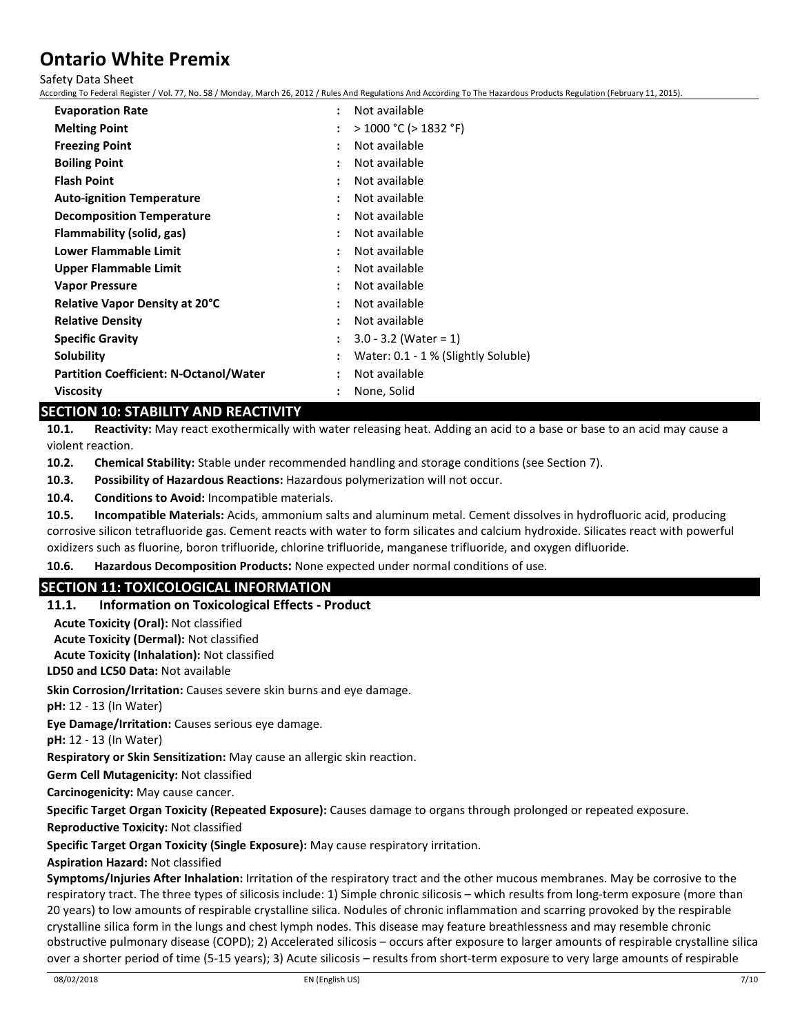| | | |
|---|---|---|
| **Evaporation Rate** | : | Not available |
| **Melting Point** | : | > 1000 °C (> 1832 °F) |
| **Freezing Point** | : | Not available |
| **Boiling Point** | : | Not available |
| **Flash Point** | : | Not available |
| **Auto-ignition Temperature** | : | Not available |
| **Decomposition Temperature** | : | Not available |
| **Flammability (solid, gas)** | : | Not available |
| **Lower Flammable Limit** | : | Not available |
| **Upper Flammable Limit** | : | Not available |
| **Vapor Pressure** | : | Not available |
| **Relative Vapor Density at 20°C** | : | Not available |
| **Relative Density** | : | Not available |
| **Specific Gravity** | : | 3.0 - 3.2 (Water = 1) |
| **Solubility** | : | Water: 0.1 - 1 % (Slightly Soluble) |
| **Partition Coefficient: N-Octanol/Water** | : | Not available |
| **Viscosity** | : | None, Solid |

## SECTION 10: STABILITY AND REACTIVITY

**10.1. Reactivity:** May react exothermically with water releasing heat. Adding an acid to a base or base to an acid may cause a violent reaction.

**10.2. Chemical Stability:** Stable under recommended handling and storage conditions (see Section 7).

**10.3. Possibility of Hazardous Reactions:** Hazardous polymerization will not occur.

**10.4. Conditions to Avoid:** Incompatible materials.

**10.5. Incompatible Materials:** Acids, ammonium salts and aluminum metal. Cement dissolves in hydrofluoric acid, producing corrosive silicon tetrafluoride gas. Cement reacts with water to form silicates and calcium hydroxide. Silicates react with powerful oxidizers such as fluorine, boron trifluoride, chlorine trifluoride, manganese trifluoride, and oxygen difluoride.

**10.6. Hazardous Decomposition Products:** None expected under normal conditions of use.

## SECTION 11: TOXICOLOGICAL INFORMATION

### 11.1. Information on Toxicological Effects - Product

**Acute Toxicity (Oral):** Not classified

**Acute Toxicity (Dermal):** Not classified

**Acute Toxicity (Inhalation):** Not classified

**LD50 and LC50 Data:** Not available

**Skin Corrosion/Irritation:** Causes severe skin burns and eye damage.

**pH:** 12 - 13 (In Water)

**Eye Damage/Irritation:** Causes serious eye damage.

**pH:** 12 - 13 (In Water)

**Respiratory or Skin Sensitization:** May cause an allergic skin reaction.

**Germ Cell Mutagenicity:** Not classified

**Carcinogenicity:** May cause cancer.

**Specific Target Organ Toxicity (Repeated Exposure):** Causes damage to organs through prolonged or repeated exposure.

**Reproductive Toxicity:** Not classified

**Specific Target Organ Toxicity (Single Exposure):** May cause respiratory irritation.

**Aspiration Hazard:** Not classified

**Symptoms/Injuries After Inhalation:** Irritation of the respiratory tract and the other mucous membranes. May be corrosive to the respiratory tract. The three types of silicosis include: 1) Simple chronic silicosis – which results from long-term exposure (more than 20 years) to low amounts of respirable crystalline silica. Nodules of chronic inflammation and scarring provoked by the respirable crystalline silica form in the lungs and chest lymph nodes. This disease may feature breathlessness and may resemble chronic obstructive pulmonary disease (COPD); 2) Accelerated silicosis – occurs after exposure to larger amounts of respirable crystalline silica over a shorter period of time (5-15 years); 3) Acute silicosis – results from short-term exposure to very large amounts of respirable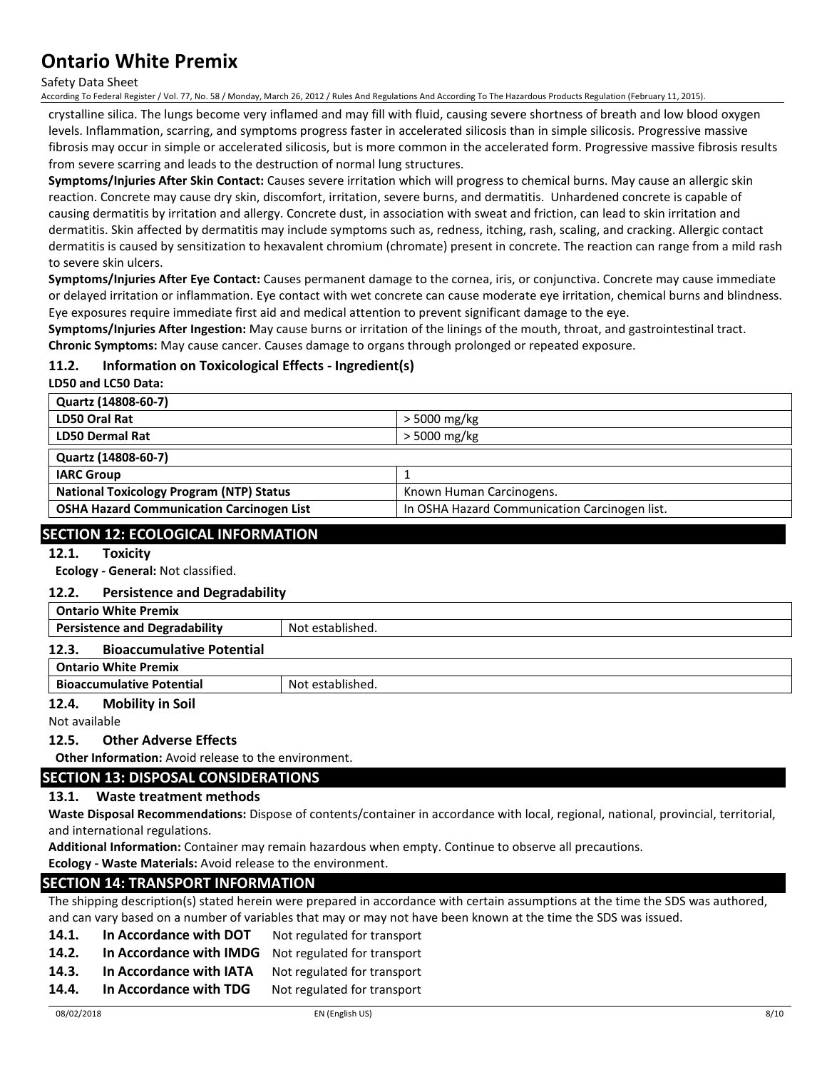crystalline silica. The lungs become very inflamed and may fill with fluid, causing severe shortness of breath and low blood oxygen levels. Inflammation, scarring, and symptoms progress faster in accelerated silicosis than in simple silicosis. Progressive massive fibrosis may occur in simple or accelerated silicosis, but is more common in the accelerated form. Progressive massive fibrosis results from severe scarring and leads to the destruction of normal lung structures.

**Symptoms/Injuries After Skin Contact:** Causes severe irritation which will progress to chemical burns. May cause an allergic skin reaction. Concrete may cause dry skin, discomfort, irritation, severe burns, and dermatitis. Unhardened concrete is capable of causing dermatitis by irritation and allergy. Concrete dust, in association with sweat and friction, can lead to skin irritation and dermatitis. Skin affected by dermatitis may include symptoms such as, redness, itching, rash, scaling, and cracking. Allergic contact dermatitis is caused by sensitization to hexavalent chromium (chromate) present in concrete. The reaction can range from a mild rash to severe skin ulcers.

**Symptoms/Injuries After Eye Contact:** Causes permanent damage to the cornea, iris, or conjunctiva. Concrete may cause immediate or delayed irritation or inflammation. Eye contact with wet concrete can cause moderate eye irritation, chemical burns and blindness. Eye exposures require immediate first aid and medical attention to prevent significant damage to the eye.

**Symptoms/Injuries After Ingestion:** May cause burns or irritation of the linings of the mouth, throat, and gastrointestinal tract.

**Chronic Symptoms:** May cause cancer. Causes damage to organs through prolonged or repeated exposure.

### 11.2. Information on Toxicological Effects - Ingredient(s)

**LD50 and LC50 Data:**

| Quartz (14808-60-7) | |
|---|---|
| LD50 Oral Rat | > 5000 mg/kg |
| LD50 Dermal Rat | > 5000 mg/kg |

| Quartz (14808-60-7) | |
|---|---|
| IARC Group | 1 |
| National Toxicology Program (NTP) Status | Known Human Carcinogens. |
| OSHA Hazard Communication Carcinogen List | In OSHA Hazard Communication Carcinogen list. |

## SECTION 12: ECOLOGICAL INFORMATION

### 12.1. Toxicity

**Ecology - General:** Not classified.

### 12.2. Persistence and Degradability

| Ontario White Premix | |
|---|---|
| Persistence and Degradability | Not established. |

### 12.3. Bioaccumulative Potential

| Ontario White Premix | |
|---|---|
| Bioaccumulative Potential | Not established. |

### 12.4. Mobility in Soil

Not available

### 12.5. Other Adverse Effects

**Other Information:** Avoid release to the environment.

## SECTION 13: DISPOSAL CONSIDERATIONS

### 13.1. Waste treatment methods

**Waste Disposal Recommendations:** Dispose of contents/container in accordance with local, regional, national, provincial, territorial, and international regulations.

**Additional Information:** Container may remain hazardous when empty. Continue to observe all precautions.

**Ecology - Waste Materials:** Avoid release to the environment.

## SECTION 14: TRANSPORT INFORMATION

The shipping description(s) stated herein were prepared in accordance with certain assumptions at the time the SDS was authored, and can vary based on a number of variables that may or may not have been known at the time the SDS was issued.

**14.1. In Accordance with DOT** Not regulated for transport

**14.2. In Accordance with IMDG** Not regulated for transport

**14.3. In Accordance with IATA** Not regulated for transport

**14.4. In Accordance with TDG** Not regulated for transport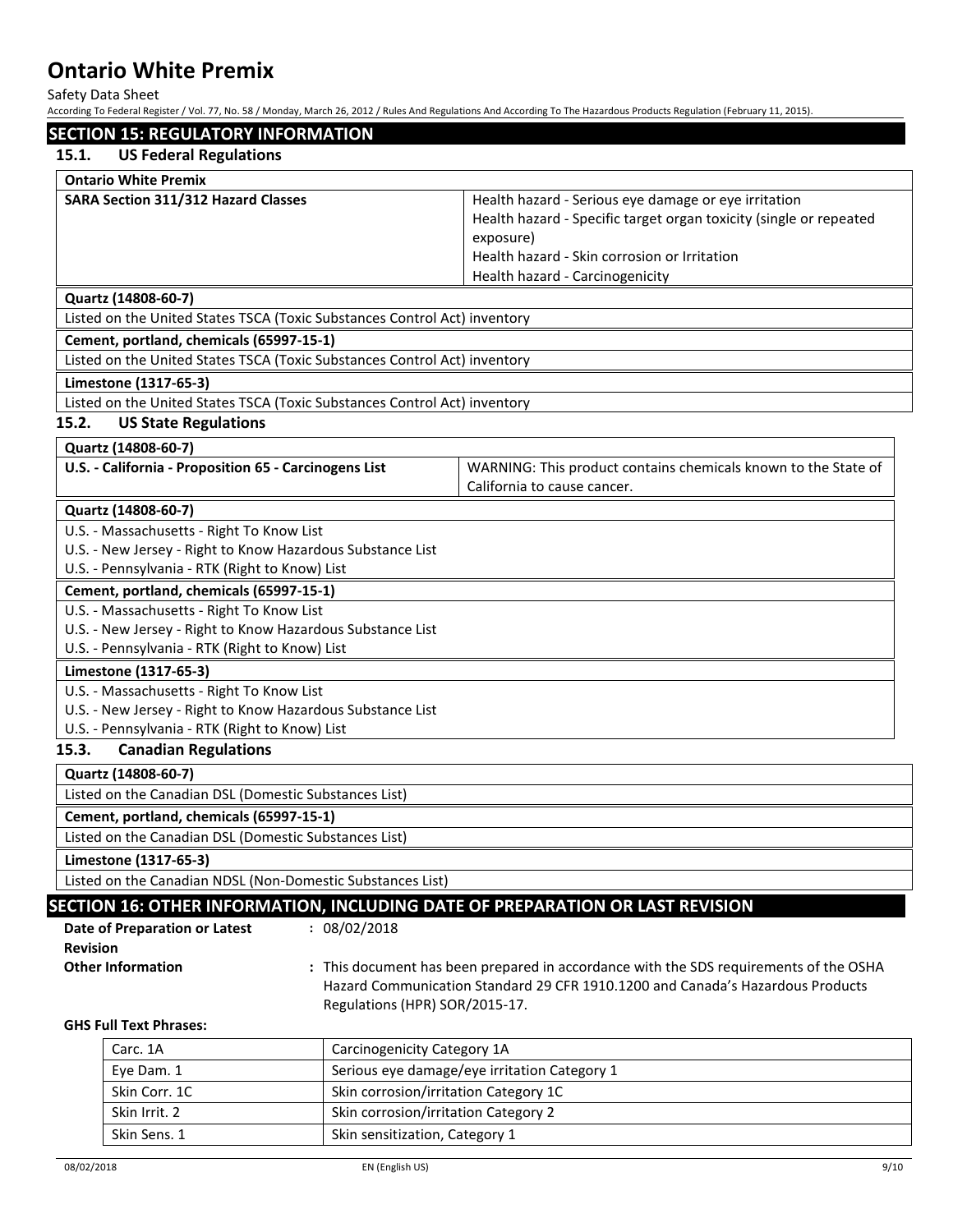## SECTION 15: REGULATORY INFORMATION

### 15.1. US Federal Regulations

| **Ontario White Premix** | |
|---|---|
| **SARA Section 311/312 Hazard Classes** | Health hazard - Serious eye damage or eye irritation<br>Health hazard - Specific target organ toxicity (single or repeated exposure)<br>Health hazard - Skin corrosion or Irritation<br>Health hazard - Carcinogenicity |

**Quartz (14808-60-7)**

Listed on the United States TSCA (Toxic Substances Control Act) inventory

**Cement, portland, chemicals (65997-15-1)**

Listed on the United States TSCA (Toxic Substances Control Act) inventory

**Limestone (1317-65-3)**

Listed on the United States TSCA (Toxic Substances Control Act) inventory

### 15.2. US State Regulations

| **Quartz (14808-60-7)** | |
|---|---|
| **U.S. - California - Proposition 65 - Carcinogens List** | WARNING: This product contains chemicals known to the State of California to cause cancer. |

**Quartz (14808-60-7)**

U.S. - Massachusetts - Right To Know List
U.S. - New Jersey - Right to Know Hazardous Substance List
U.S. - Pennsylvania - RTK (Right to Know) List

**Cement, portland, chemicals (65997-15-1)**

U.S. - Massachusetts - Right To Know List
U.S. - New Jersey - Right to Know Hazardous Substance List
U.S. - Pennsylvania - RTK (Right to Know) List

**Limestone (1317-65-3)**

U.S. - Massachusetts - Right To Know List
U.S. - New Jersey - Right to Know Hazardous Substance List
U.S. - Pennsylvania - RTK (Right to Know) List

### 15.3. Canadian Regulations

**Quartz (14808-60-7)**

Listed on the Canadian DSL (Domestic Substances List)

**Cement, portland, chemicals (65997-15-1)**

Listed on the Canadian DSL (Domestic Substances List)

**Limestone (1317-65-3)**

Listed on the Canadian NDSL (Non-Domestic Substances List)

## SECTION 16: OTHER INFORMATION, INCLUDING DATE OF PREPARATION OR LAST REVISION

**Date of Preparation or Latest Revision** : 08/02/2018

**Other Information** : This document has been prepared in accordance with the SDS requirements of the OSHA Hazard Communication Standard 29 CFR 1910.1200 and Canada's Hazardous Products Regulations (HPR) SOR/2015-17.

**GHS Full Text Phrases:**

| | |
|---|---|
| Carc. 1A | Carcinogenicity Category 1A |
| Eye Dam. 1 | Serious eye damage/eye irritation Category 1 |
| Skin Corr. 1C | Skin corrosion/irritation Category 1C |
| Skin Irrit. 2 | Skin corrosion/irritation Category 2 |
| Skin Sens. 1 | Skin sensitization, Category 1 |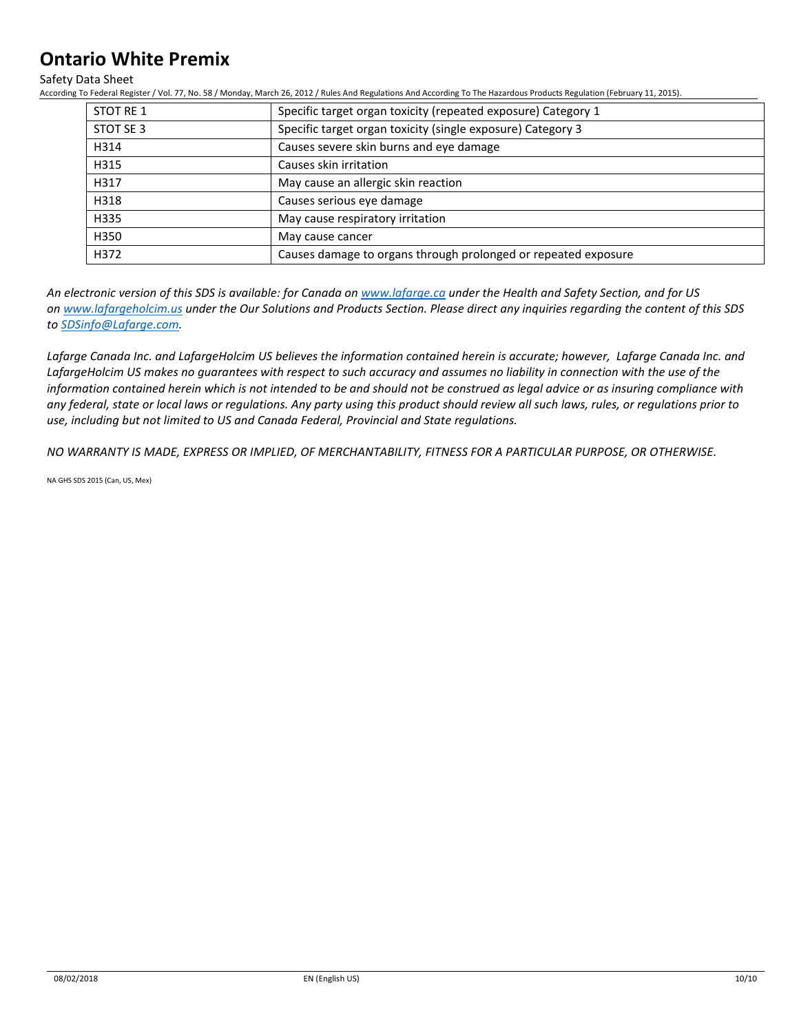| | |
|---|---|
| STOT RE 1 | Specific target organ toxicity (repeated exposure) Category 1 |
| STOT SE 3 | Specific target organ toxicity (single exposure) Category 3 |
| H314 | Causes severe skin burns and eye damage |
| H315 | Causes skin irritation |
| H317 | May cause an allergic skin reaction |
| H318 | Causes serious eye damage |
| H335 | May cause respiratory irritation |
| H350 | May cause cancer |
| H372 | Causes damage to organs through prolonged or repeated exposure |

*An electronic version of this SDS is available: for Canada on www.lafarge.ca under the Health and Safety Section, and for US on www.lafargeholcim.us under the Our Solutions and Products Section. Please direct any inquiries regarding the content of this SDS to SDSinfo@Lafarge.com.*

*Lafarge Canada Inc. and LafargeHolcim US believes the information contained herein is accurate; however, Lafarge Canada Inc. and LafargeHolcim US makes no guarantees with respect to such accuracy and assumes no liability in connection with the use of the information contained herein which is not intended to be and should not be construed as legal advice or as insuring compliance with any federal, state or local laws or regulations. Any party using this product should review all such laws, rules, or regulations prior to use, including but not limited to US and Canada Federal, Provincial and State regulations.*

*NO WARRANTY IS MADE, EXPRESS OR IMPLIED, OF MERCHANTABILITY, FITNESS FOR A PARTICULAR PURPOSE, OR OTHERWISE.*

NA GHS SDS 2015 (Can, US, Mex)